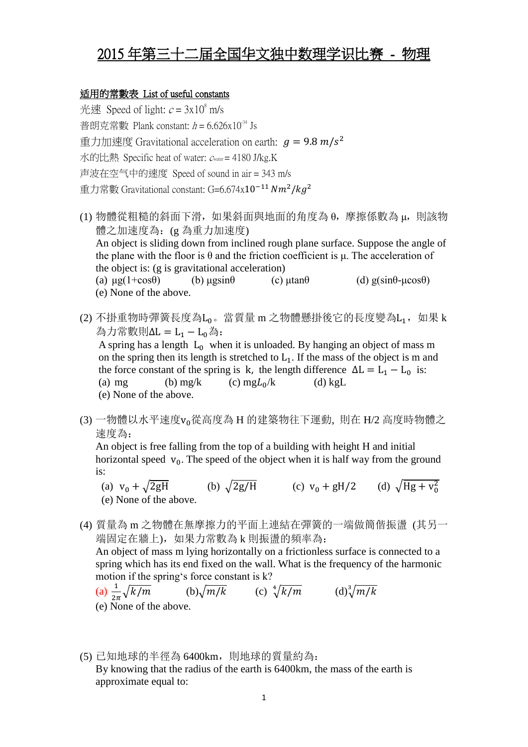# 2015 年第三十二届全国华文独中数理学识比赛 - 物理

**适用的常數表 List of useful constants**

光速 Speed of light: $c = 3\text{x}10^8$ m/s

普朗克常數 Plank constant: $h = 6.626\text{x}10^{-34}$ Js

重力加速度 Gravitational acceleration on earth: $g = 9.8\ m/s^2$

水的比熱 Specific heat of water: $c_{water} = 4180$ J/kg.K

声波在空气中的速度 Speed of sound in air = 343 m/s

重力常數 Gravitational constant: G=6.674x$10^{-11}\ Nm^2/kg^2$

(1) 物體從粗糙的斜面下滑，如果斜面與地面的角度為 θ，摩擦係數為 μ，則該物體之加速度為：(g 為重力加速度)

An object is sliding down from inclined rough plane surface. Suppose the angle of the plane with the floor is θ and the friction coefficient is μ. The acceleration of the object is: (g is gravitational acceleration)

(a) μg(1+cosθ) (b) μgsinθ (c) μtanθ (d) g(sinθ-μcosθ)

(e) None of the above.

(2) 不掛重物時彈簧長度為$L_0$。當質量 m 之物體懸掛後它的長度變為$L_1$，如果 k 為力常數則$\Delta L = L_1 - L_0$為：

A spring has a length $L_0$ when it is unloaded. By hanging an object of mass m on the spring then its length is stretched to $L_1$. If the mass of the object is m and the force constant of the spring is k, the length difference $\Delta L = L_1 - L_0$ is:

(a) mg (b) mg/k (c) mg$L_0$/k (d) kgL

(e) None of the above.

(3) 一物體以水平速度$v_0$從高度為 H 的建築物往下運動, 則在 H/2 高度時物體之速度為：

An object is free falling from the top of a building with height H and initial horizontal speed $v_0$. The speed of the object when it is half way from the ground is:

(a) $v_0 + \sqrt{2gH}$ (b) $\sqrt{2g/H}$ (c) $v_0 + gH/2$ (d) $\sqrt{Hg + v_0^2}$

(e) None of the above.

(4) 質量為 m 之物體在無摩擦力的平面上連結在彈簧的一端做簡偕振盪 (其另一端固定在牆上)，如果力常數為 k 則振盪的頻率為：

An object of mass m lying horizontally on a frictionless surface is connected to a spring which has its end fixed on the wall. What is the frequency of the harmonic motion if the spring's force constant is k?

(a) $\frac{1}{2\pi}\sqrt{k/m}$ (b)$\sqrt{m/k}$ (c) $\sqrt[4]{k/m}$ (d)$\sqrt[3]{m/k}$

(e) None of the above.

(5) 已知地球的半徑為 6400km，則地球的質量約為：

By knowing that the radius of the earth is 6400km, the mass of the earth is approximate equal to: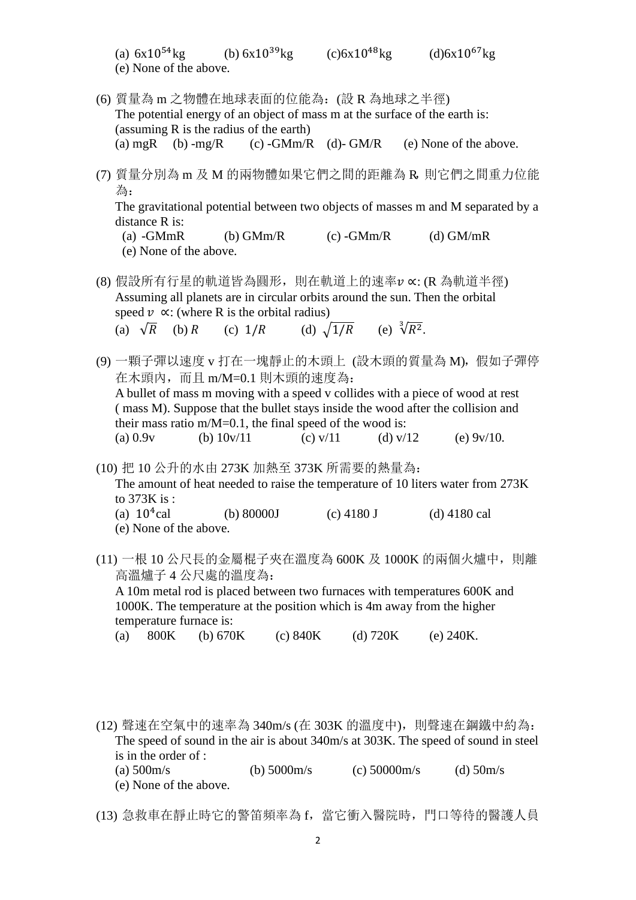(a) $6\text{x}10^{54}$kg (b) $6\text{x}10^{39}$kg (c)$6\text{x}10^{48}$kg (d)$6\text{x}10^{67}$kg
(e) None of the above.

(6) 質量為 m 之物體在地球表面的位能為：(設 R 為地球之半徑)
The potential energy of an object of mass m at the surface of the earth is: (assuming R is the radius of the earth)
(a) mgR (b) -mg/R (c) -GMm/R (d)- GM/R (e) None of the above.

(7) 質量分別為 m 及 M 的兩物體如果它們之間的距離為 R, 則它們之間重力位能為：
The gravitational potential between two objects of masses m and M separated by a distance R is:
(a) -GMmR (b) GMm/R (c) -GMm/R (d) GM/mR
(e) None of the above.

(8) 假設所有行星的軌道皆為圓形，則在軌道上的速率$v \propto$: (R 為軌道半徑)
Assuming all planets are in circular orbits around the sun. Then the orbital speed $v \propto$: (where R is the orbital radius)
(a) $\sqrt{R}$ (b) $R$ (c) $1/R$ (d) $\sqrt{1/R}$ (e) $\sqrt[3]{R^2}$.

(9) 一顆子彈以速度 v 打在一塊靜止的木頭上 (設木頭的質量為 M)，假如子彈停在木頭內，而且 m/M=0.1 則木頭的速度為：
A bullet of mass m moving with a speed v collides with a piece of wood at rest ( mass M). Suppose that the bullet stays inside the wood after the collision and their mass ratio m/M=0.1, the final speed of the wood is:
(a) 0.9v (b) 10v/11 (c) v/11 (d) v/12 (e) 9v/10.

(10) 把 10 公升的水由 273K 加熱至 373K 所需要的熱量為：
The amount of heat needed to raise the temperature of 10 liters water from 273K to 373K is :
(a) $10^4$cal (b) 80000J (c) 4180 J (d) 4180 cal
(e) None of the above.

(11) 一根 10 公尺長的金屬棍子夾在溫度為 600K 及 1000K 的兩個火爐中，則離高溫爐子 4 公尺處的溫度為：
A 10m metal rod is placed between two furnaces with temperatures 600K and 1000K. The temperature at the position which is 4m away from the higher temperature furnace is:
(a) 800K (b) 670K (c) 840K (d) 720K (e) 240K.

(12) 聲速在空氣中的速率為 340m/s (在 303K 的溫度中)，則聲速在鋼鐵中約為：
The speed of sound in the air is about 340m/s at 303K. The speed of sound in steel is in the order of :
(a) 500m/s (b) 5000m/s (c) 50000m/s (d) 50m/s
(e) None of the above.

(13) 急救車在靜止時它的警笛頻率為 f，當它衝入醫院時，門口等待的醫護人員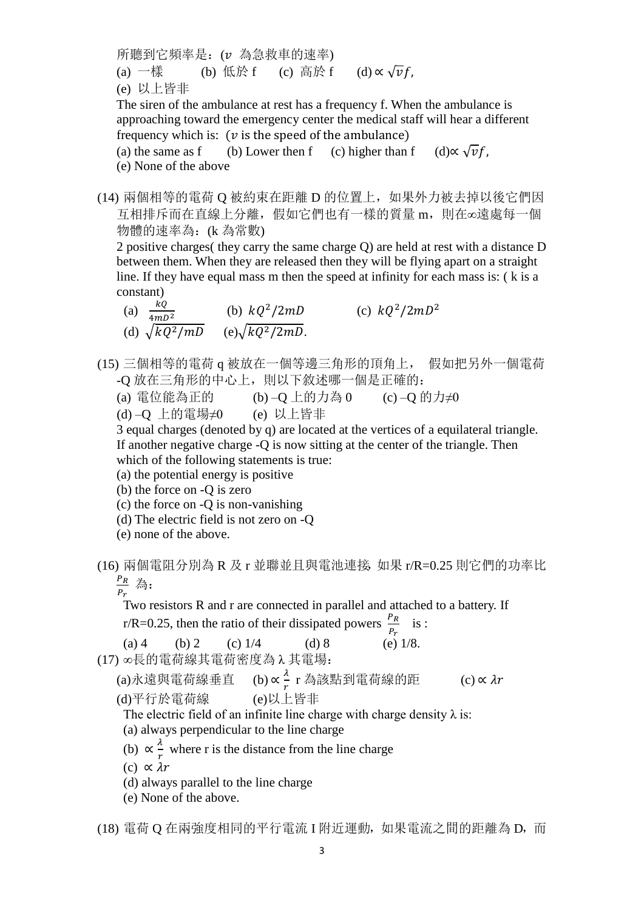所聽到它頻率是：($v$ 為急救車的速率)

(a) 一樣 (b) 低於 f (c) 高於 f (d) $\propto \sqrt{v}f$,

(e) 以上皆非

The siren of the ambulance at rest has a frequency f. When the ambulance is approaching toward the emergency center the medical staff will hear a different frequency which is: ($v$ is the speed of the ambulance)

(a) the same as f (b) Lower then f (c) higher than f (d) $\propto \sqrt{v}f$,

(e) None of the above

(14) 兩個相等的電荷 Q 被約束在距離 D 的位置上，如果外力被去掉以後它們因互相排斥而在直線上分離，假如它們也有一樣的質量 m，則在∞遠處每一個物體的速率為：(k 為常數)

2 positive charges( they carry the same charge Q) are held at rest with a distance D between them. When they are released then they will be flying apart on a straight line. If they have equal mass m then the speed at infinity for each mass is: ( k is a constant)

(a) $\frac{kQ}{4mD^2}$ (b) $kQ^2/2mD$ (c) $kQ^2/2mD^2$

(d) $\sqrt{kQ^2/mD}$ (e) $\sqrt{kQ^2/2mD}$.

(15) 三個相等的電荷 q 被放在一個等邊三角形的頂角上， 假如把另外一個電荷 -Q 放在三角形的中心上，則以下敘述哪一個是正確的：

(a) 電位能為正的 (b) –Q 上的力為 0 (c) –Q 的力≠0

(d) –Q 上的電場≠0 (e) 以上皆非

3 equal charges (denoted by q) are located at the vertices of a equilateral triangle. If another negative charge -Q is now sitting at the center of the triangle. Then which of the following statements is true:

(a) the potential energy is positive

(b) the force on -Q is zero

(c) the force on -Q is non-vanishing

(d) The electric field is not zero on -Q

(e) none of the above.

(16) 兩個電阻分別為 R 及 r 並聯並且與電池連接, 如果 r/R=0.25 則它們的功率比 $\frac{P_R}{P_r}$ 為：

Two resistors R and r are connected in parallel and attached to a battery. If r/R=0.25, then the ratio of their dissipated powers $\frac{P_R}{P_r}$ is :

(a) 4 (b) 2 (c) 1/4 (d) 8 (e) 1/8.

(17) ∞長的電荷線其電荷密度為 λ 其電場：

(a)永遠與電荷線垂直 (b) $\propto \frac{\lambda}{r}$ r 為該點到電荷線的距 (c) $\propto \lambda r$

(d)平行於電荷線 (e)以上皆非

The electric field of an infinite line charge with charge density λ is:

(a) always perpendicular to the line charge

(b) $\propto \frac{\lambda}{r}$ where r is the distance from the line charge

(c) $\propto \lambda r$

(d) always parallel to the line charge

(e) None of the above.

(18) 電荷 Q 在兩強度相同的平行電流 I 附近運動，如果電流之間的距離為 D，而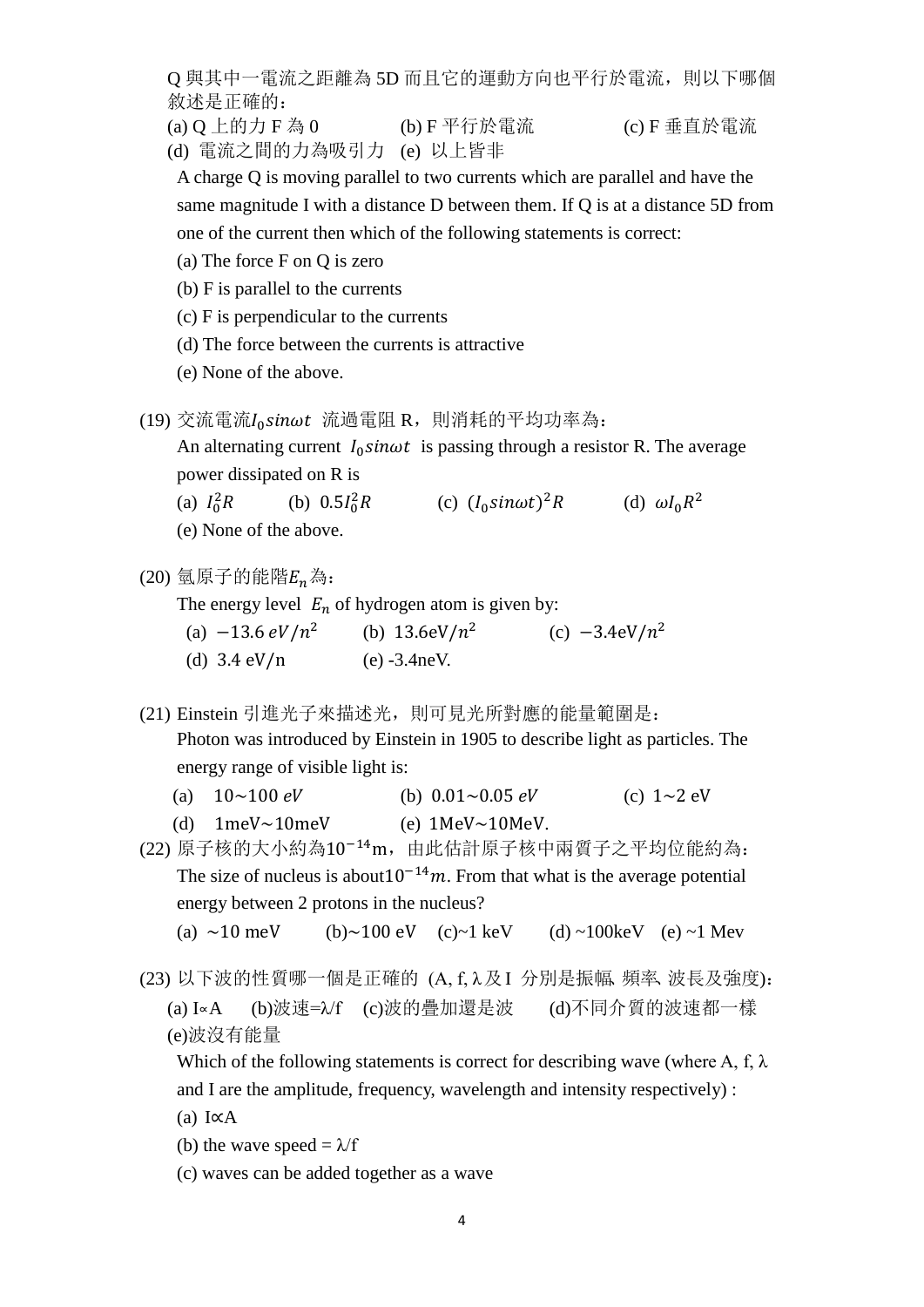Q 與其中一電流之距離為 5D 而且它的運動方向也平行於電流，則以下哪個敘述是正確的：

(a) Q 上的力 F 為 0 (b) F 平行於電流 (c) F 垂直於電流
(d) 電流之間的力為吸引力 (e) 以上皆非

A charge Q is moving parallel to two currents which are parallel and have the same magnitude I with a distance D between them. If Q is at a distance 5D from one of the current then which of the following statements is correct:

(a) The force F on Q is zero
(b) F is parallel to the currents
(c) F is perpendicular to the currents
(d) The force between the currents is attractive
(e) None of the above.

(19) 交流電流$I_0 sin\omega t$ 流過電阻 R，則消耗的平均功率為：

An alternating current $I_0 sin\omega t$ is passing through a resistor R. The average power dissipated on R is

(a) $I_0^2 R$ (b) $0.5 I_0^2 R$ (c) $(I_0 sin\omega t)^2 R$ (d) $\omega I_0 R^2$
(e) None of the above.

(20) 氫原子的能階$E_n$為：

The energy level $E_n$ of hydrogen atom is given by:

(a) $-13.6\, eV/n^2$ (b) $13.6 \text{eV}/n^2$ (c) $-3.4 \text{eV}/n^2$
(d) 3.4 eV/n (e) -3.4neV.

(21) Einstein 引進光子來描述光，則可見光所對應的能量範圍是：

Photon was introduced by Einstein in 1905 to describe light as particles. The energy range of visible light is:

(a) $10 \sim 100\ eV$ (b) $0.01 \sim 0.05\ eV$ (c) 1~2 eV
(d) 1meV~10meV (e) 1MeV~10MeV.

(22) 原子核的大小約為$10^{-14}$m，由此估計原子核中兩質子之平均位能約為：

The size of nucleus is about$10^{-14} m$. From that what is the average potential energy between 2 protons in the nucleus?

(a) ~10 meV (b)~100 eV (c)~1 keV (d) ~100keV (e) ~1 Mev

(23) 以下波的性質哪一個是正確的 (A, f, λ 及 I 分別是振幅, 頻率, 波長及強度)：

(a) I∝A (b)波速=λ/f (c)波的疊加還是波 (d)不同介質的波速都一樣
(e)波沒有能量

Which of the following statements is correct for describing wave (where A, f, λ and I are the amplitude, frequency, wavelength and intensity respectively) :

(a) I∝A
(b) the wave speed = λ/f
(c) waves can be added together as a wave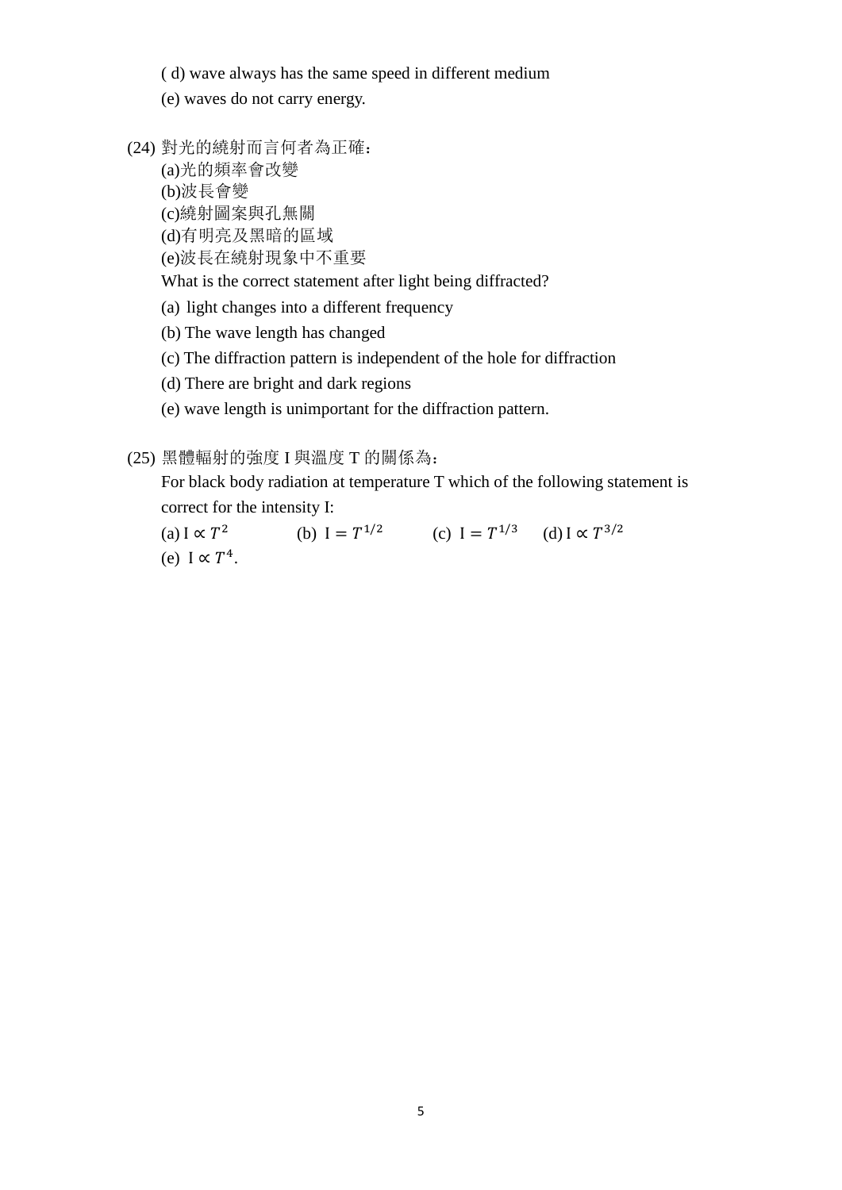( d) wave always has the same speed in different medium

(e) waves do not carry energy.

(24) 對光的繞射而言何者為正確：

(a)光的頻率會改變

(b)波長會變

(c)繞射圖案與孔無關

(d)有明亮及黑暗的區域

(e)波長在繞射現象中不重要

What is the correct statement after light being diffracted?

(a) light changes into a different frequency

(b) The wave length has changed

(c) The diffraction pattern is independent of the hole for diffraction

(d) There are bright and dark regions

(e) wave length is unimportant for the diffraction pattern.

(25) 黑體輻射的強度 I 與溫度 T 的關係為：

For black body radiation at temperature T which of the following statement is correct for the intensity I:

(a) $\mathrm{I} \propto T^2$ (b) $\mathrm{I} = T^{1/2}$ (c) $\mathrm{I} = T^{1/3}$ (d) $\mathrm{I} \propto T^{3/2}$

(e) $\mathrm{I} \propto T^4$.